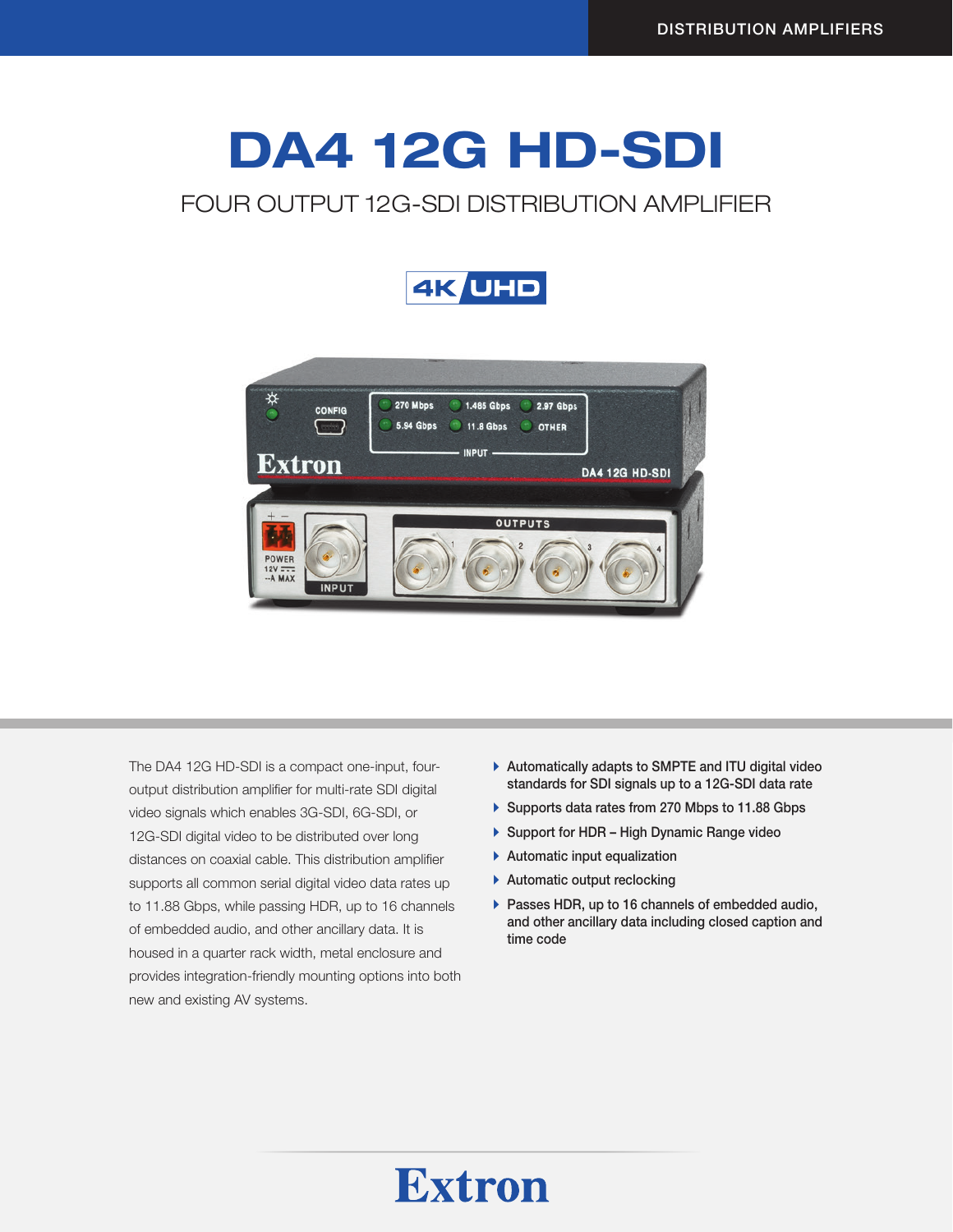DISTRIBUTION AMPLIFIERS

# DA4 12G HD-SDI

## FOUR OUTPUT 12G-SDI DISTRIBUTION AMPLIFIER

4K UHD

The DA4 12G HD-SDI is a compact one-input, four-output distribution amplifier for multi-rate SDI digital video signals which enables 3G-SDI, 6G-SDI, or 12G-SDI digital video to be distributed over long distances on coaxial cable. This distribution amplifier supports all common serial digital video data rates up to 11.88 Gbps, while passing HDR, up to 16 channels of embedded audio, and other ancillary data. It is housed in a quarter rack width, metal enclosure and provides integration-friendly mounting options into both new and existing AV systems.

- Automatically adapts to SMPTE and ITU digital video standards for SDI signals up to a 12G-SDI data rate
- Supports data rates from 270 Mbps to 11.88 Gbps
- Support for HDR – High Dynamic Range video
- Automatic input equalization
- Automatic output reclocking
- Passes HDR, up to 16 channels of embedded audio, and other ancillary data including closed caption and time code

Extron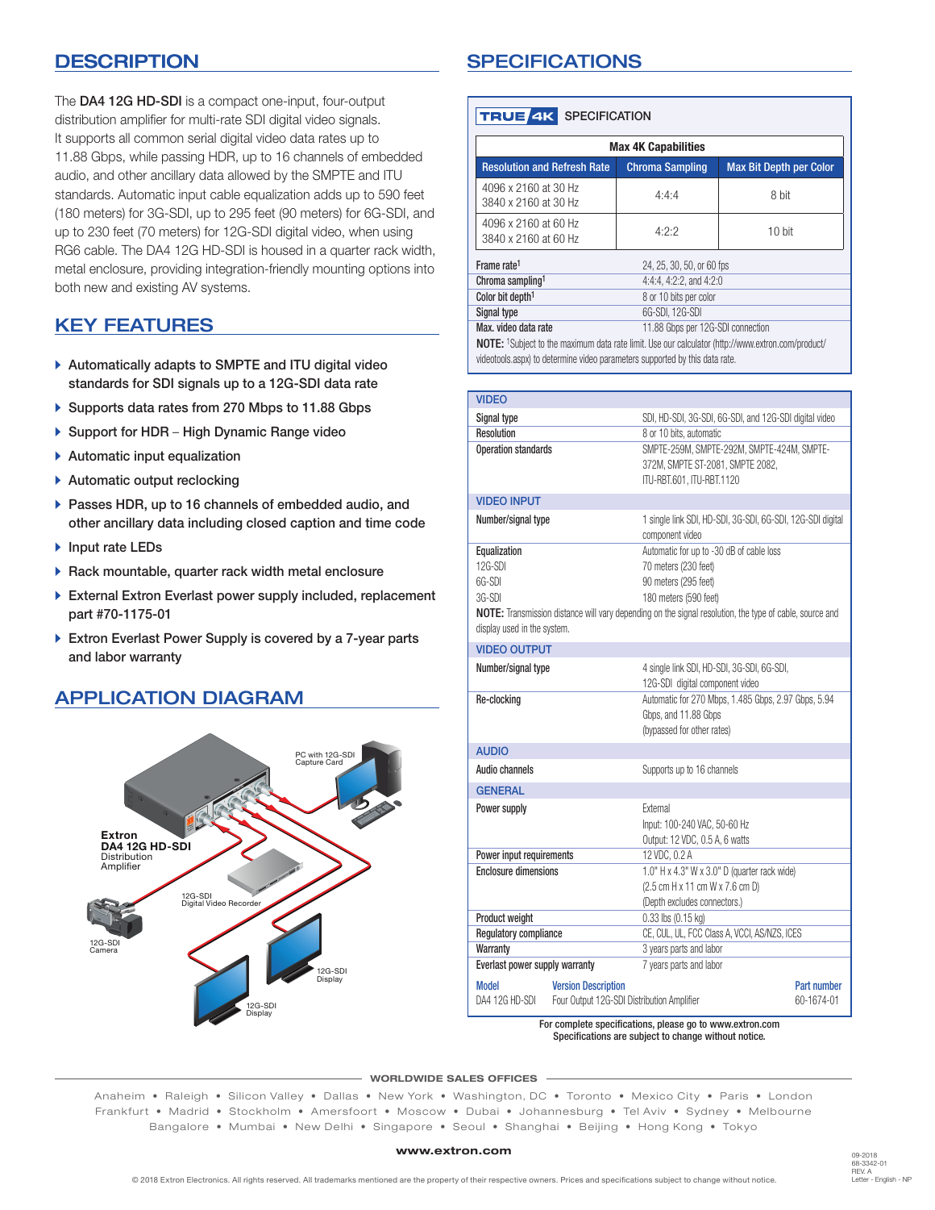## DESCRIPTION

The **DA4 12G HD-SDI** is a compact one-input, four-output distribution amplifier for multi-rate SDI digital video signals. It supports all common serial digital video data rates up to 11.88 Gbps, while passing HDR, up to 16 channels of embedded audio, and other ancillary data allowed by the SMPTE and ITU standards. Automatic input cable equalization adds up to 590 feet (180 meters) for 3G-SDI, up to 295 feet (90 meters) for 6G-SDI, and up to 230 feet (70 meters) for 12G-SDI digital video, when using RG6 cable. The DA4 12G HD-SDI is housed in a quarter rack width, metal enclosure, providing integration-friendly mounting options into both new and existing AV systems.

## KEY FEATURES

- Automatically adapts to SMPTE and ITU digital video standards for SDI signals up to a 12G-SDI data rate
- Supports data rates from 270 Mbps to 11.88 Gbps
- Support for HDR – High Dynamic Range video
- Automatic input equalization
- Automatic output reclocking
- Passes HDR, up to 16 channels of embedded audio, and other ancillary data including closed caption and time code
- Input rate LEDs
- Rack mountable, quarter rack width metal enclosure
- External Extron Everlast power supply included, replacement part #70-1175-01
- Extron Everlast Power Supply is covered by a 7-year parts and labor warranty

## APPLICATION DIAGRAM

Extron DA4 12G HD-SDI Distribution Amplifier

PC with 12G-SDI Capture Card

12G-SDI Digital Video Recorder

12G-SDI Camera

12G-SDI Display

12G-SDI Display

## SPECIFICATIONS

TRUE 4K SPECIFICATION

| Max 4K Capabilities | | |
|---|---|---|
| **Resolution and Refresh Rate** | **Chroma Sampling** | **Max Bit Depth per Color** |
| 4096 x 2160 at 30 Hz<br>3840 x 2160 at 30 Hz | 4:4:4 | 8 bit |
| 4096 x 2160 at 60 Hz<br>3840 x 2160 at 60 Hz | 4:2:2 | 10 bit |

| | |
|---|---|
| Frame rate[1] | 24, 25, 30, 50, or 60 fps |
| Chroma sampling[1] | 4:4:4, 4:2:2, and 4:2:0 |
| Color bit depth[1] | 8 or 10 bits per color |
| Signal type | 6G-SDI, 12G-SDI |
| Max. video data rate | 11.88 Gbps per 12G-SDI connection |

**NOTE:** [1]Subject to the maximum data rate limit. Use our calculator (http://www.extron.com/product/videotools.aspx) to determine video parameters supported by this data rate.

### VIDEO

| | |
|---|---|
| Signal type | SDI, HD-SDI, 3G-SDI, 6G-SDI, and 12G-SDI digital video |
| Resolution | 8 or 10 bits, automatic |
| Operation standards | SMPTE-259M, SMPTE-292M, SMPTE-424M, SMPTE-372M, SMPTE ST-2081, SMPTE 2082, ITU-RBT.601, ITU-RBT.1120 |

### VIDEO INPUT

| | |
|---|---|
| Number/signal type | 1 single link SDI, HD-SDI, 3G-SDI, 6G-SDI, 12G-SDI digital component video |
| Equalization | Automatic for up to -30 dB of cable loss |
| 12G-SDI | 70 meters (230 feet) |
| 6G-SDI | 90 meters (295 feet) |
| 3G-SDI | 180 meters (590 feet) |

**NOTE:** Transmission distance will vary depending on the signal resolution, the type of cable, source and display used in the system.

### VIDEO OUTPUT

| | |
|---|---|
| Number/signal type | 4 single link SDI, HD-SDI, 3G-SDI, 6G-SDI, 12G-SDI digital component video |
| Re-clocking | Automatic for 270 Mbps, 1.485 Gbps, 2.97 Gbps, 5.94 Gbps, and 11.88 Gbps (bypassed for other rates) |

### AUDIO

| | |
|---|---|
| Audio channels | Supports up to 16 channels |

### GENERAL

| | |
|---|---|
| Power supply | External<br>Input: 100-240 VAC, 50-60 Hz<br>Output: 12 VDC, 0.5 A, 6 watts |
| Power input requirements | 12 VDC, 0.2 A |
| Enclosure dimensions | 1.0" H x 4.3" W x 3.0" D (quarter rack wide)<br>(2.5 cm H x 11 cm W x 7.6 cm D)<br>(Depth excludes connectors.) |
| Product weight | 0.33 lbs (0.15 kg) |
| Regulatory compliance | CE, CUL, UL, FCC Class A, VCCI, AS/NZS, ICES |
| Warranty | 3 years parts and labor |
| Everlast power supply warranty | 7 years parts and labor |

| Model | Version Description | Part number |
|---|---|---|
| DA4 12G HD-SDI | Four Output 12G-SDI Distribution Amplifier | 60-1674-01 |

For complete specifications, please go to www.extron.com
Specifications are subject to change without notice.

WORLDWIDE SALES OFFICES

Anaheim • Raleigh • Silicon Valley • Dallas • New York • Washington, DC • Toronto • Mexico City • Paris • London
Frankfurt • Madrid • Stockholm • Amersfoort • Moscow • Dubai • Johannesburg • Tel Aviv • Sydney • Melbourne
Bangalore • Mumbai • New Delhi • Singapore • Seoul • Shanghai • Beijing • Hong Kong • Tokyo

**www.extron.com**

© 2018 Extron Electronics. All rights reserved. All trademarks mentioned are the property of their respective owners. Prices and specifications subject to change without notice.

09-2018
68-3342-01
REV. A
Letter - English - NP